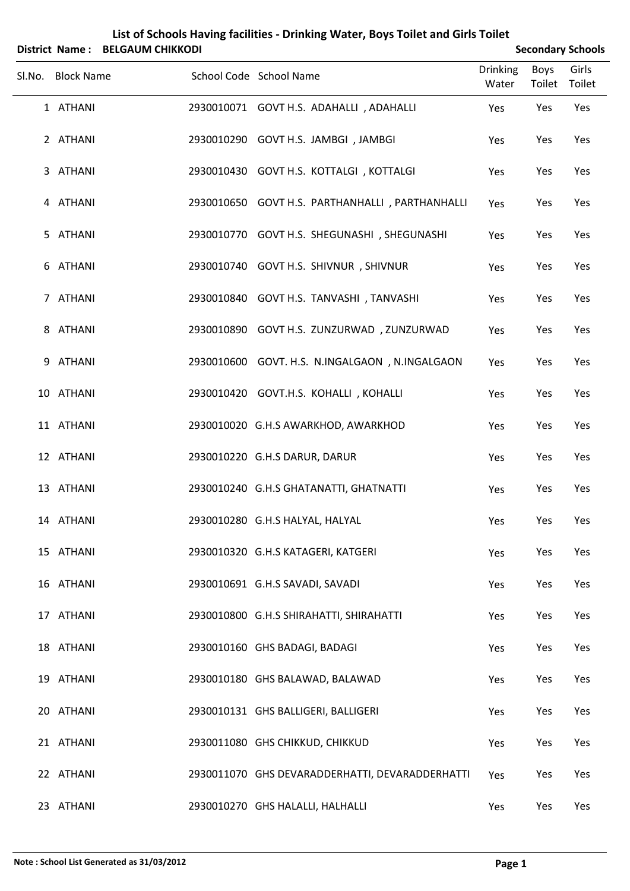# List of Schools Having facilities - Drinking Water, Boys Toilet and Girls Toilet

**District Name : BELGAUM CHIKKODI** **Secondary Schools**

| Sl.No. | Block Name | School Code | School Name | Drinking Water | Boys Toilet | Girls Toilet |
|---|---|---|---|---|---|---|
| 1 | ATHANI | 2930010071 | GOVT H.S. ADAHALLI , ADAHALLI | Yes | Yes | Yes |
| 2 | ATHANI | 2930010290 | GOVT H.S. JAMBGI , JAMBGI | Yes | Yes | Yes |
| 3 | ATHANI | 2930010430 | GOVT H.S. KOTTALGI , KOTTALGI | Yes | Yes | Yes |
| 4 | ATHANI | 2930010650 | GOVT H.S. PARTHANHALLI , PARTHANHALLI | Yes | Yes | Yes |
| 5 | ATHANI | 2930010770 | GOVT H.S. SHEGUNASHI , SHEGUNASHI | Yes | Yes | Yes |
| 6 | ATHANI | 2930010740 | GOVT H.S. SHIVNUR , SHIVNUR | Yes | Yes | Yes |
| 7 | ATHANI | 2930010840 | GOVT H.S. TANVASHI , TANVASHI | Yes | Yes | Yes |
| 8 | ATHANI | 2930010890 | GOVT H.S. ZUNZURWAD , ZUNZURWAD | Yes | Yes | Yes |
| 9 | ATHANI | 2930010600 | GOVT. H.S. N.INGALGAON , N.INGALGAON | Yes | Yes | Yes |
| 10 | ATHANI | 2930010420 | GOVT.H.S. KOHALLI , KOHALLI | Yes | Yes | Yes |
| 11 | ATHANI | 2930010020 | G.H.S AWARKHOD, AWARKHOD | Yes | Yes | Yes |
| 12 | ATHANI | 2930010220 | G.H.S DARUR, DARUR | Yes | Yes | Yes |
| 13 | ATHANI | 2930010240 | G.H.S GHATANATTI, GHATNATTI | Yes | Yes | Yes |
| 14 | ATHANI | 2930010280 | G.H.S HALYAL, HALYAL | Yes | Yes | Yes |
| 15 | ATHANI | 2930010320 | G.H.S KATAGERI, KATGERI | Yes | Yes | Yes |
| 16 | ATHANI | 2930010691 | G.H.S SAVADI, SAVADI | Yes | Yes | Yes |
| 17 | ATHANI | 2930010800 | G.H.S SHIRAHATTI, SHIRAHATTI | Yes | Yes | Yes |
| 18 | ATHANI | 2930010160 | GHS BADAGI, BADAGI | Yes | Yes | Yes |
| 19 | ATHANI | 2930010180 | GHS BALAWAD, BALAWAD | Yes | Yes | Yes |
| 20 | ATHANI | 2930010131 | GHS BALLIGERI, BALLIGERI | Yes | Yes | Yes |
| 21 | ATHANI | 2930011080 | GHS CHIKKUD, CHIKKUD | Yes | Yes | Yes |
| 22 | ATHANI | 2930011070 | GHS DEVARADDERHATTI, DEVARADDERHATTI | Yes | Yes | Yes |
| 23 | ATHANI | 2930010270 | GHS HALALLI, HALHALLI | Yes | Yes | Yes |

**Note : School List Generated as 31/03/2012**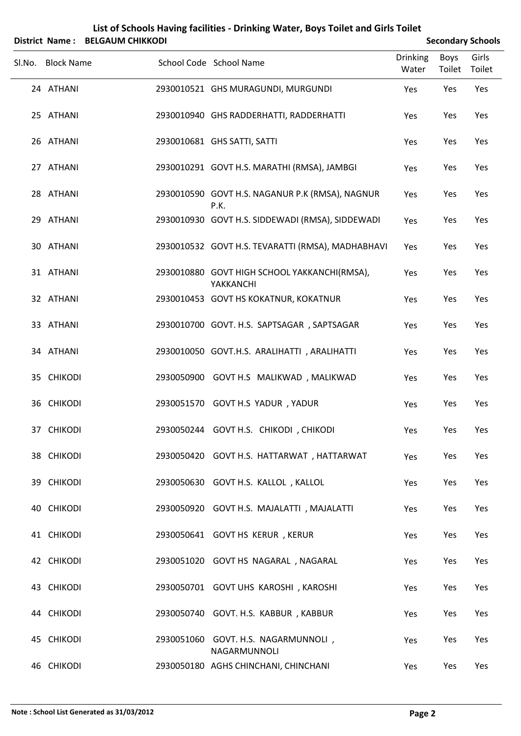# List of Schools Having facilities - Drinking Water, Boys Toilet and Girls Toilet

**District Name : BELGAUM CHIKKODI** **Secondary Schools**

| Sl.No. | Block Name | School Code | School Name | Drinking Water | Boys Toilet | Girls Toilet |
|---|---|---|---|---|---|---|
| 24 | ATHANI | 2930010521 | GHS MURAGUNDI, MURGUNDI | Yes | Yes | Yes |
| 25 | ATHANI | 2930010940 | GHS RADDERHATTI, RADDERHATTI | Yes | Yes | Yes |
| 26 | ATHANI | 2930010681 | GHS SATTI, SATTI | Yes | Yes | Yes |
| 27 | ATHANI | 2930010291 | GOVT H.S. MARATHI (RMSA), JAMBGI | Yes | Yes | Yes |
| 28 | ATHANI | 2930010590 | GOVT H.S. NAGANUR P.K (RMSA), NAGNUR P.K. | Yes | Yes | Yes |
| 29 | ATHANI | 2930010930 | GOVT H.S. SIDDEWADI (RMSA), SIDDEWADI | Yes | Yes | Yes |
| 30 | ATHANI | 2930010532 | GOVT H.S. TEVARATTI (RMSA), MADHABHAVI | Yes | Yes | Yes |
| 31 | ATHANI | 2930010880 | GOVT HIGH SCHOOL YAKKANCHI(RMSA), YAKKANCHI | Yes | Yes | Yes |
| 32 | ATHANI | 2930010453 | GOVT HS KOKATNUR, KOKATNUR | Yes | Yes | Yes |
| 33 | ATHANI | 2930010700 | GOVT. H.S. SAPTSAGAR , SAPTSAGAR | Yes | Yes | Yes |
| 34 | ATHANI | 2930010050 | GOVT.H.S. ARALIHATTI , ARALIHATTI | Yes | Yes | Yes |
| 35 | CHIKODI | 2930050900 | GOVT H.S MALIKWAD , MALIKWAD | Yes | Yes | Yes |
| 36 | CHIKODI | 2930051570 | GOVT H.S YADUR , YADUR | Yes | Yes | Yes |
| 37 | CHIKODI | 2930050244 | GOVT H.S. CHIKODI , CHIKODI | Yes | Yes | Yes |
| 38 | CHIKODI | 2930050420 | GOVT H.S. HATTARWAT , HATTARWAT | Yes | Yes | Yes |
| 39 | CHIKODI | 2930050630 | GOVT H.S. KALLOL , KALLOL | Yes | Yes | Yes |
| 40 | CHIKODI | 2930050920 | GOVT H.S. MAJALATTI , MAJALATTI | Yes | Yes | Yes |
| 41 | CHIKODI | 2930050641 | GOVT HS KERUR , KERUR | Yes | Yes | Yes |
| 42 | CHIKODI | 2930051020 | GOVT HS NAGARAL , NAGARAL | Yes | Yes | Yes |
| 43 | CHIKODI | 2930050701 | GOVT UHS KAROSHI , KAROSHI | Yes | Yes | Yes |
| 44 | CHIKODI | 2930050740 | GOVT. H.S. KABBUR , KABBUR | Yes | Yes | Yes |
| 45 | CHIKODI | 2930051060 | GOVT. H.S. NAGARMUNNOLI , NAGARMUNNOLI | Yes | Yes | Yes |
| 46 | CHIKODI | 2930050180 | AGHS CHINCHANI, CHINCHANI | Yes | Yes | Yes |

**Note : School List Generated as 31/03/2012**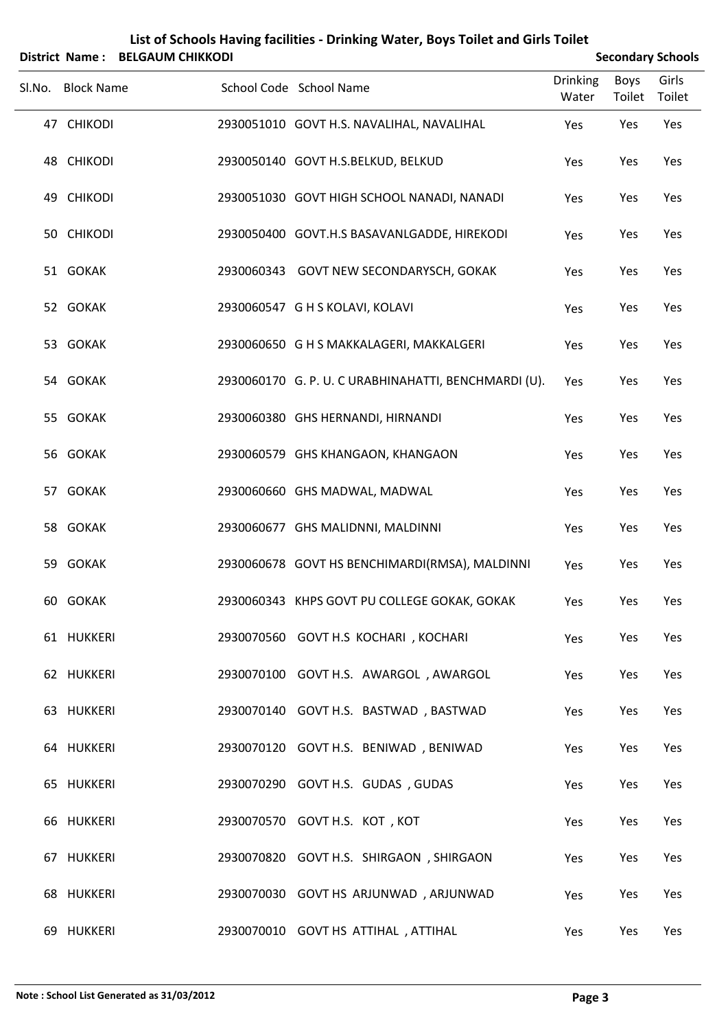# List of Schools Having facilities - Drinking Water, Boys Toilet and Girls Toilet

**District Name : BELGAUM CHIKKODI** **Secondary Schools**

| Sl.No. | Block Name | School Code | School Name | Drinking Water | Boys Toilet | Girls Toilet |
|---|---|---|---|---|---|---|
| 47 | CHIKODI | 2930051010 | GOVT H.S. NAVALIHAL, NAVALIHAL | Yes | Yes | Yes |
| 48 | CHIKODI | 2930050140 | GOVT H.S.BELKUD, BELKUD | Yes | Yes | Yes |
| 49 | CHIKODI | 2930051030 | GOVT HIGH SCHOOL NANADI, NANADI | Yes | Yes | Yes |
| 50 | CHIKODI | 2930050400 | GOVT.H.S BASAVANLGADDE, HIREKODI | Yes | Yes | Yes |
| 51 | GOKAK | 2930060343 | GOVT NEW SECONDARYSCH, GOKAK | Yes | Yes | Yes |
| 52 | GOKAK | 2930060547 | G H S KOLAVI, KOLAVI | Yes | Yes | Yes |
| 53 | GOKAK | 2930060650 | G H S MAKKALAGERI, MAKKALGERI | Yes | Yes | Yes |
| 54 | GOKAK | 2930060170 | G. P. U. C URABHINAHATTI, BENCHMARDI (U). | Yes | Yes | Yes |
| 55 | GOKAK | 2930060380 | GHS HERNANDI, HIRNANDI | Yes | Yes | Yes |
| 56 | GOKAK | 2930060579 | GHS KHANGAON, KHANGAON | Yes | Yes | Yes |
| 57 | GOKAK | 2930060660 | GHS MADWAL, MADWAL | Yes | Yes | Yes |
| 58 | GOKAK | 2930060677 | GHS MALIDNNI, MALDINNI | Yes | Yes | Yes |
| 59 | GOKAK | 2930060678 | GOVT HS BENCHIMARDI(RMSA), MALDINNI | Yes | Yes | Yes |
| 60 | GOKAK | 2930060343 | KHPS GOVT PU COLLEGE GOKAK, GOKAK | Yes | Yes | Yes |
| 61 | HUKKERI | 2930070560 | GOVT H.S KOCHARI , KOCHARI | Yes | Yes | Yes |
| 62 | HUKKERI | 2930070100 | GOVT H.S. AWARGOL , AWARGOL | Yes | Yes | Yes |
| 63 | HUKKERI | 2930070140 | GOVT H.S. BASTWAD , BASTWAD | Yes | Yes | Yes |
| 64 | HUKKERI | 2930070120 | GOVT H.S. BENIWAD , BENIWAD | Yes | Yes | Yes |
| 65 | HUKKERI | 2930070290 | GOVT H.S. GUDAS , GUDAS | Yes | Yes | Yes |
| 66 | HUKKERI | 2930070570 | GOVT H.S. KOT , KOT | Yes | Yes | Yes |
| 67 | HUKKERI | 2930070820 | GOVT H.S. SHIRGAON , SHIRGAON | Yes | Yes | Yes |
| 68 | HUKKERI | 2930070030 | GOVT HS ARJUNWAD , ARJUNWAD | Yes | Yes | Yes |
| 69 | HUKKERI | 2930070010 | GOVT HS ATTIHAL , ATTIHAL | Yes | Yes | Yes |

**Note : School List Generated as 31/03/2012**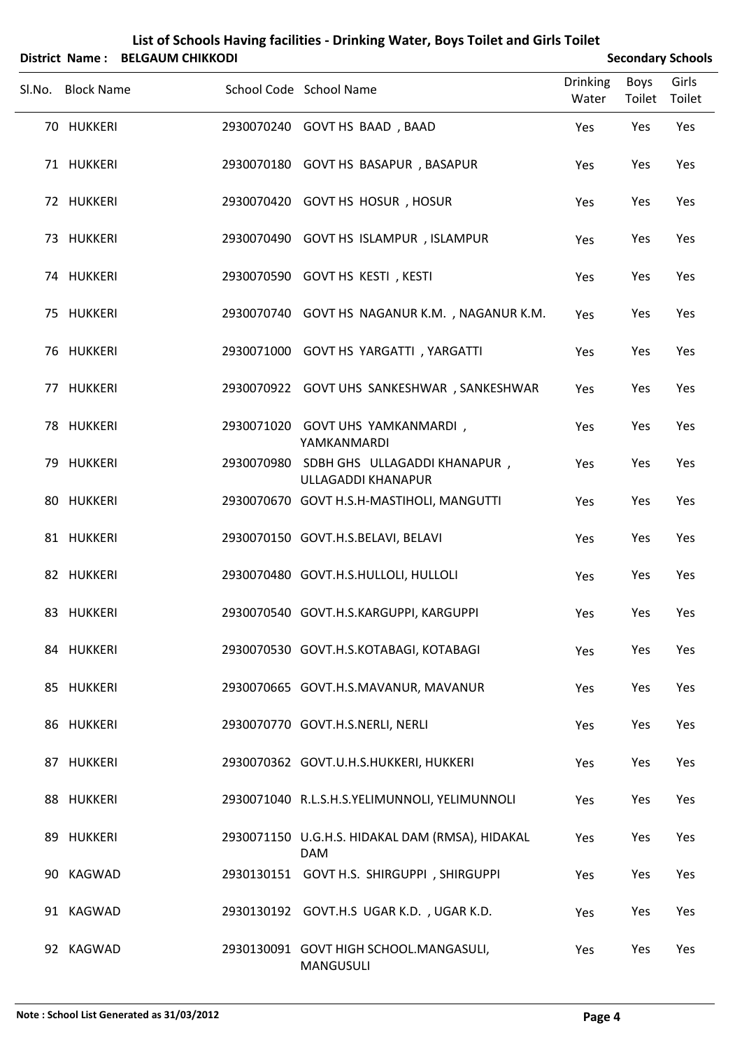# List of Schools Having facilities - Drinking Water, Boys Toilet and Girls Toilet

**District Name : BELGAUM CHIKKODI** — **Secondary Schools**

| Sl.No. | Block Name | School Code | School Name | Drinking Water | Boys Toilet | Girls Toilet |
|---|---|---|---|---|---|---|
| 70 | HUKKERI | 2930070240 | GOVT HS BAAD , BAAD | Yes | Yes | Yes |
| 71 | HUKKERI | 2930070180 | GOVT HS BASAPUR , BASAPUR | Yes | Yes | Yes |
| 72 | HUKKERI | 2930070420 | GOVT HS HOSUR , HOSUR | Yes | Yes | Yes |
| 73 | HUKKERI | 2930070490 | GOVT HS ISLAMPUR , ISLAMPUR | Yes | Yes | Yes |
| 74 | HUKKERI | 2930070590 | GOVT HS KESTI , KESTI | Yes | Yes | Yes |
| 75 | HUKKERI | 2930070740 | GOVT HS NAGANUR K.M. , NAGANUR K.M. | Yes | Yes | Yes |
| 76 | HUKKERI | 2930071000 | GOVT HS YARGATTI , YARGATTI | Yes | Yes | Yes |
| 77 | HUKKERI | 2930070922 | GOVT UHS SANKESHWAR , SANKESHWAR | Yes | Yes | Yes |
| 78 | HUKKERI | 2930071020 | GOVT UHS YAMKANMARDI , YAMKANMARDI | Yes | Yes | Yes |
| 79 | HUKKERI | 2930070980 | SDBH GHS ULLAGADDI KHANAPUR , ULLAGADDI KHANAPUR | Yes | Yes | Yes |
| 80 | HUKKERI | 2930070670 | GOVT H.S.H-MASTIHOLI, MANGUTTI | Yes | Yes | Yes |
| 81 | HUKKERI | 2930070150 | GOVT.H.S.BELAVI, BELAVI | Yes | Yes | Yes |
| 82 | HUKKERI | 2930070480 | GOVT.H.S.HULLOLI, HULLOLI | Yes | Yes | Yes |
| 83 | HUKKERI | 2930070540 | GOVT.H.S.KARGUPPI, KARGUPPI | Yes | Yes | Yes |
| 84 | HUKKERI | 2930070530 | GOVT.H.S.KOTABAGI, KOTABAGI | Yes | Yes | Yes |
| 85 | HUKKERI | 2930070665 | GOVT.H.S.MAVANUR, MAVANUR | Yes | Yes | Yes |
| 86 | HUKKERI | 2930070770 | GOVT.H.S.NERLI, NERLI | Yes | Yes | Yes |
| 87 | HUKKERI | 2930070362 | GOVT.U.H.S.HUKKERI, HUKKERI | Yes | Yes | Yes |
| 88 | HUKKERI | 2930071040 | R.L.S.H.S.YELIMUNNOLI, YELIMUNNOLI | Yes | Yes | Yes |
| 89 | HUKKERI | 2930071150 | U.G.H.S. HIDAKAL DAM (RMSA), HIDAKAL DAM | Yes | Yes | Yes |
| 90 | KAGWAD | 2930130151 | GOVT H.S. SHIRGUPPI , SHIRGUPPI | Yes | Yes | Yes |
| 91 | KAGWAD | 2930130192 | GOVT.H.S UGAR K.D. , UGAR K.D. | Yes | Yes | Yes |
| 92 | KAGWAD | 2930130091 | GOVT HIGH SCHOOL.MANGASULI, MANGUSULI | Yes | Yes | Yes |

**Note : School List Generated as 31/03/2012**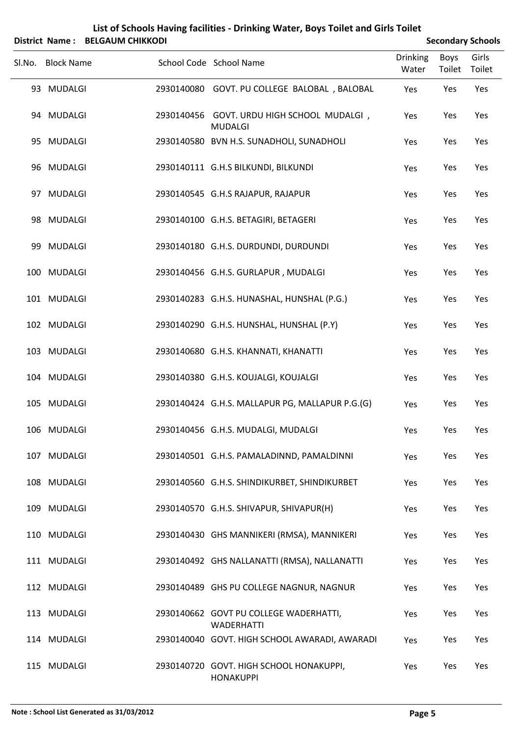# List of Schools Having facilities - Drinking Water, Boys Toilet and Girls Toilet

**District Name : BELGAUM CHIKKODI** | **Secondary Schools**

| Sl.No. | Block Name | School Code | School Name | Drinking Water | Boys Toilet | Girls Toilet |
|---|---|---|---|---|---|---|
| 93 | MUDALGI | 2930140080 | GOVT. PU COLLEGE BALOBAL , BALOBAL | Yes | Yes | Yes |
| 94 | MUDALGI | 2930140456 | GOVT. URDU HIGH SCHOOL MUDALGI , MUDALGI | Yes | Yes | Yes |
| 95 | MUDALGI | 2930140580 | BVN H.S. SUNADHOLI, SUNADHOLI | Yes | Yes | Yes |
| 96 | MUDALGI | 2930140111 | G.H.S BILKUNDI, BILKUNDI | Yes | Yes | Yes |
| 97 | MUDALGI | 2930140545 | G.H.S RAJAPUR, RAJAPUR | Yes | Yes | Yes |
| 98 | MUDALGI | 2930140100 | G.H.S. BETAGIRI, BETAGERI | Yes | Yes | Yes |
| 99 | MUDALGI | 2930140180 | G.H.S. DURDUNDI, DURDUNDI | Yes | Yes | Yes |
| 100 | MUDALGI | 2930140456 | G.H.S. GURLAPUR , MUDALGI | Yes | Yes | Yes |
| 101 | MUDALGI | 2930140283 | G.H.S. HUNASHAL, HUNSHAL (P.G.) | Yes | Yes | Yes |
| 102 | MUDALGI | 2930140290 | G.H.S. HUNSHAL, HUNSHAL (P.Y) | Yes | Yes | Yes |
| 103 | MUDALGI | 2930140680 | G.H.S. KHANNATI, KHANATTI | Yes | Yes | Yes |
| 104 | MUDALGI | 2930140380 | G.H.S. KOUJALGI, KOUJALGI | Yes | Yes | Yes |
| 105 | MUDALGI | 2930140424 | G.H.S. MALLAPUR PG, MALLAPUR P.G.(G) | Yes | Yes | Yes |
| 106 | MUDALGI | 2930140456 | G.H.S. MUDALGI, MUDALGI | Yes | Yes | Yes |
| 107 | MUDALGI | 2930140501 | G.H.S. PAMALADINND, PAMALDINNI | Yes | Yes | Yes |
| 108 | MUDALGI | 2930140560 | G.H.S. SHINDIKURBET, SHINDIKURBET | Yes | Yes | Yes |
| 109 | MUDALGI | 2930140570 | G.H.S. SHIVAPUR, SHIVAPUR(H) | Yes | Yes | Yes |
| 110 | MUDALGI | 2930140430 | GHS MANNIKERI (RMSA), MANNIKERI | Yes | Yes | Yes |
| 111 | MUDALGI | 2930140492 | GHS NALLANATTI (RMSA), NALLANATTI | Yes | Yes | Yes |
| 112 | MUDALGI | 2930140489 | GHS PU COLLEGE NAGNUR, NAGNUR | Yes | Yes | Yes |
| 113 | MUDALGI | 2930140662 | GOVT PU COLLEGE WADERHATTI, WADERHATTI | Yes | Yes | Yes |
| 114 | MUDALGI | 2930140040 | GOVT. HIGH SCHOOL AWARADI, AWARADI | Yes | Yes | Yes |
| 115 | MUDALGI | 2930140720 | GOVT. HIGH SCHOOL HONAKUPPI, HONAKUPPI | Yes | Yes | Yes |

**Note : School List Generated as 31/03/2012**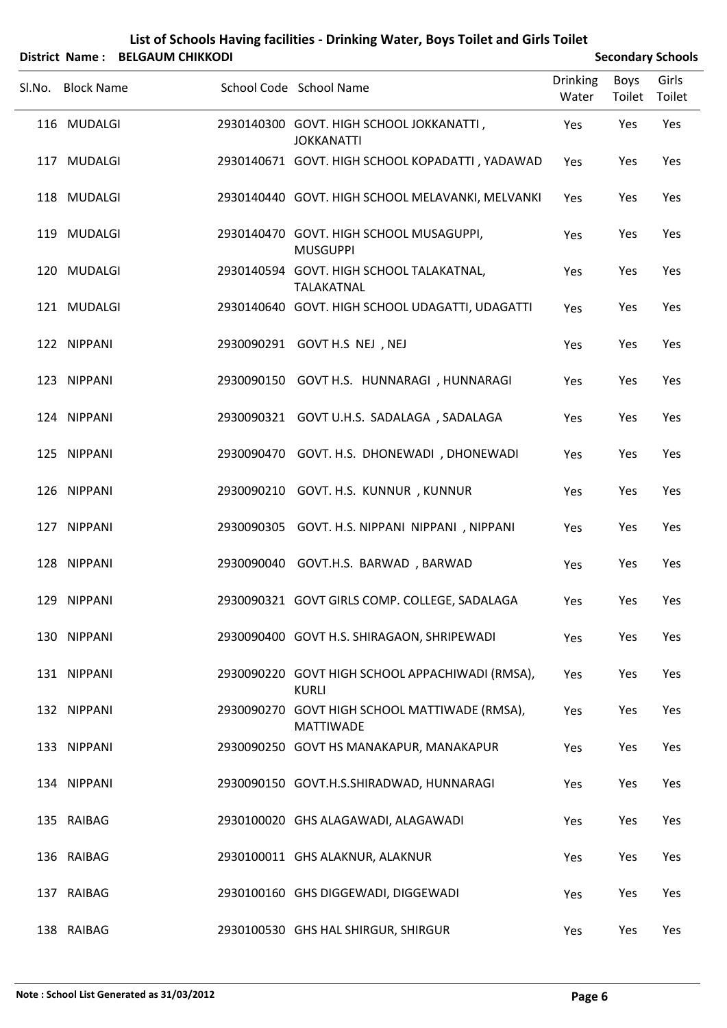# List of Schools Having facilities - Drinking Water, Boys Toilet and Girls Toilet

**District Name : BELGAUM CHIKKODI** **Secondary Schools**

| Sl.No. | Block Name | School Code | School Name | Drinking Water | Boys Toilet | Girls Toilet |
|---|---|---|---|---|---|---|
| 116 | MUDALGI | 2930140300 | GOVT. HIGH SCHOOL JOKKANATTI , JOKKANATTI | Yes | Yes | Yes |
| 117 | MUDALGI | 2930140671 | GOVT. HIGH SCHOOL KOPADATTI , YADAWAD | Yes | Yes | Yes |
| 118 | MUDALGI | 2930140440 | GOVT. HIGH SCHOOL MELAVANKI, MELVANKI | Yes | Yes | Yes |
| 119 | MUDALGI | 2930140470 | GOVT. HIGH SCHOOL MUSAGUPPI, MUSGUPPI | Yes | Yes | Yes |
| 120 | MUDALGI | 2930140594 | GOVT. HIGH SCHOOL TALAKATNAL, TALAKATNAL | Yes | Yes | Yes |
| 121 | MUDALGI | 2930140640 | GOVT. HIGH SCHOOL UDAGATTI, UDAGATTI | Yes | Yes | Yes |
| 122 | NIPPANI | 2930090291 | GOVT H.S NEJ , NEJ | Yes | Yes | Yes |
| 123 | NIPPANI | 2930090150 | GOVT H.S. HUNNARAGI , HUNNARAGI | Yes | Yes | Yes |
| 124 | NIPPANI | 2930090321 | GOVT U.H.S. SADALAGA , SADALAGA | Yes | Yes | Yes |
| 125 | NIPPANI | 2930090470 | GOVT. H.S. DHONEWADI , DHONEWADI | Yes | Yes | Yes |
| 126 | NIPPANI | 2930090210 | GOVT. H.S. KUNNUR , KUNNUR | Yes | Yes | Yes |
| 127 | NIPPANI | 2930090305 | GOVT. H.S. NIPPANI NIPPANI , NIPPANI | Yes | Yes | Yes |
| 128 | NIPPANI | 2930090040 | GOVT.H.S. BARWAD , BARWAD | Yes | Yes | Yes |
| 129 | NIPPANI | 2930090321 | GOVT GIRLS COMP. COLLEGE, SADALAGA | Yes | Yes | Yes |
| 130 | NIPPANI | 2930090400 | GOVT H.S. SHIRAGAON, SHRIPEWADI | Yes | Yes | Yes |
| 131 | NIPPANI | 2930090220 | GOVT HIGH SCHOOL APPACHIWADI (RMSA), KURLI | Yes | Yes | Yes |
| 132 | NIPPANI | 2930090270 | GOVT HIGH SCHOOL MATTIWADE (RMSA), MATTIWADE | Yes | Yes | Yes |
| 133 | NIPPANI | 2930090250 | GOVT HS MANAKAPUR, MANAKAPUR | Yes | Yes | Yes |
| 134 | NIPPANI | 2930090150 | GOVT.H.S.SHIRADWAD, HUNNARAGI | Yes | Yes | Yes |
| 135 | RAIBAG | 2930100020 | GHS ALAGAWADI, ALAGAWADI | Yes | Yes | Yes |
| 136 | RAIBAG | 2930100011 | GHS ALAKNUR, ALAKNUR | Yes | Yes | Yes |
| 137 | RAIBAG | 2930100160 | GHS DIGGEWADI, DIGGEWADI | Yes | Yes | Yes |
| 138 | RAIBAG | 2930100530 | GHS HAL SHIRGUR, SHIRGUR | Yes | Yes | Yes |

**Note : School List Generated as 31/03/2012**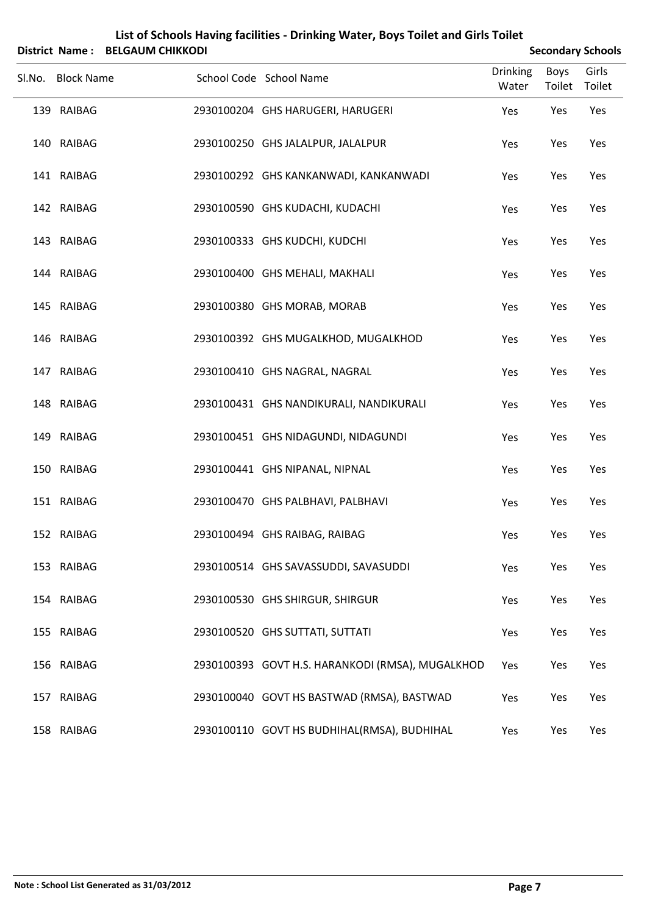# List of Schools Having facilities - Drinking Water, Boys Toilet and Girls Toilet

**District Name : BELGAUM CHIKKODI** **Secondary Schools**

| Sl.No. | Block Name | School Code | School Name | Drinking Water | Boys Toilet | Girls Toilet |
|---|---|---|---|---|---|---|
| 139 | RAIBAG | 2930100204 | GHS HARUGERI, HARUGERI | Yes | Yes | Yes |
| 140 | RAIBAG | 2930100250 | GHS JALALPUR, JALALPUR | Yes | Yes | Yes |
| 141 | RAIBAG | 2930100292 | GHS KANKANWADI, KANKANWADI | Yes | Yes | Yes |
| 142 | RAIBAG | 2930100590 | GHS KUDACHI, KUDACHI | Yes | Yes | Yes |
| 143 | RAIBAG | 2930100333 | GHS KUDCHI, KUDCHI | Yes | Yes | Yes |
| 144 | RAIBAG | 2930100400 | GHS MEHALI, MAKHALI | Yes | Yes | Yes |
| 145 | RAIBAG | 2930100380 | GHS MORAB, MORAB | Yes | Yes | Yes |
| 146 | RAIBAG | 2930100392 | GHS MUGALKHOD, MUGALKHOD | Yes | Yes | Yes |
| 147 | RAIBAG | 2930100410 | GHS NAGRAL, NAGRAL | Yes | Yes | Yes |
| 148 | RAIBAG | 2930100431 | GHS NANDIKURALI, NANDIKURALI | Yes | Yes | Yes |
| 149 | RAIBAG | 2930100451 | GHS NIDAGUNDI, NIDAGUNDI | Yes | Yes | Yes |
| 150 | RAIBAG | 2930100441 | GHS NIPANAL, NIPNAL | Yes | Yes | Yes |
| 151 | RAIBAG | 2930100470 | GHS PALBHAVI, PALBHAVI | Yes | Yes | Yes |
| 152 | RAIBAG | 2930100494 | GHS RAIBAG, RAIBAG | Yes | Yes | Yes |
| 153 | RAIBAG | 2930100514 | GHS SAVASSUDDI, SAVASUDDI | Yes | Yes | Yes |
| 154 | RAIBAG | 2930100530 | GHS SHIRGUR, SHIRGUR | Yes | Yes | Yes |
| 155 | RAIBAG | 2930100520 | GHS SUTTATI, SUTTATI | Yes | Yes | Yes |
| 156 | RAIBAG | 2930100393 | GOVT H.S. HARANKODI (RMSA), MUGALKHOD | Yes | Yes | Yes |
| 157 | RAIBAG | 2930100040 | GOVT HS BASTWAD (RMSA), BASTWAD | Yes | Yes | Yes |
| 158 | RAIBAG | 2930100110 | GOVT HS BUDHIHAL(RMSA), BUDHIHAL | Yes | Yes | Yes |

**Note : School List Generated as 31/03/2012**